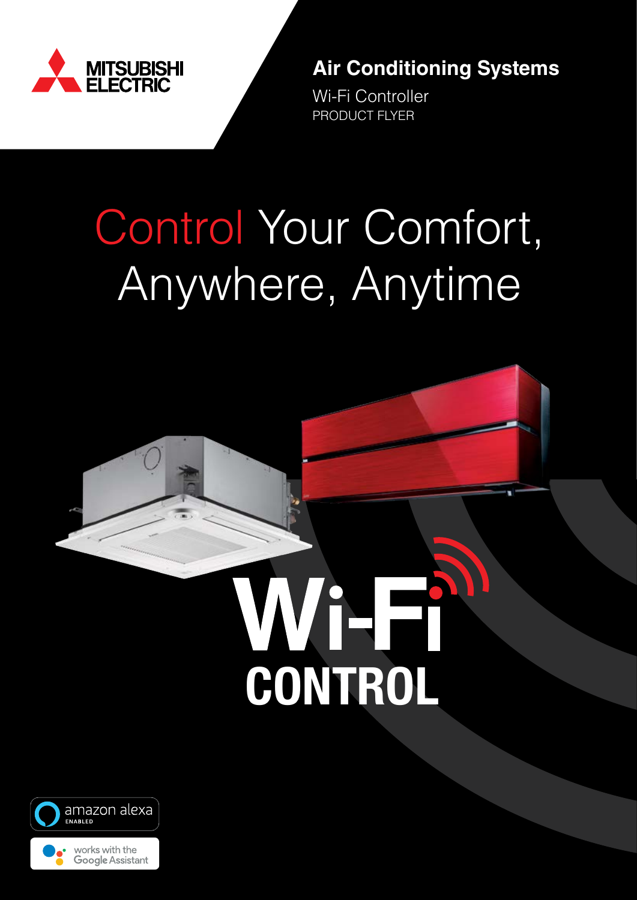MITSUBISHI ELECTRIC

**Air Conditioning Systems**

Wi-Fi Controller

PRODUCT FLYER

# Control Your Comfort, Anywhere, Anytime

# Wi-Fi CONTROL

amazon alexa ENABLED

works with the Google Assistant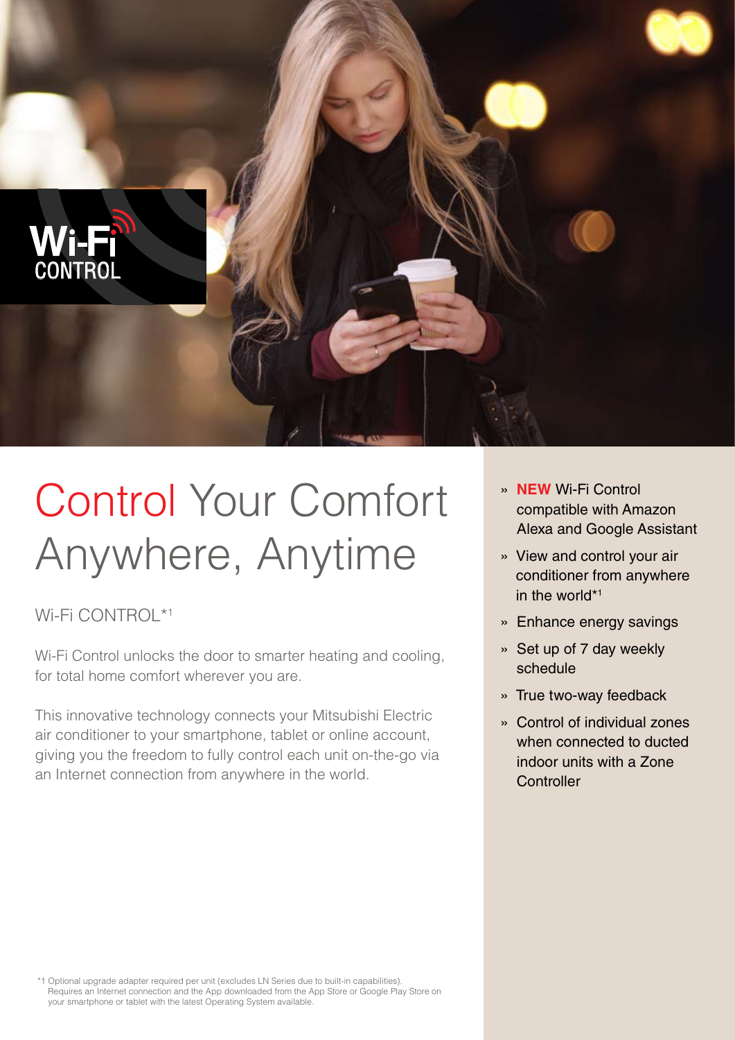Wi-Fi CONTROL

# Control Your Comfort Anywhere, Anytime

## Wi-Fi CONTROL*[1]

Wi-Fi Control unlocks the door to smarter heating and cooling, for total home comfort wherever you are.

This innovative technology connects your Mitsubishi Electric air conditioner to your smartphone, tablet or online account, giving you the freedom to fully control each unit on-the-go via an Internet connection from anywhere in the world.

- **NEW** Wi-Fi Control compatible with Amazon Alexa and Google Assistant
- View and control your air conditioner from anywhere in the world*[1]
- Enhance energy savings
- Set up of 7 day weekly schedule
- True two-way feedback
- Control of individual zones when connected to ducted indoor units with a Zone Controller

*1 Optional upgrade adapter required per unit (excludes LN Series due to built-in capabilities). Requires an Internet connection and the App downloaded from the App Store or Google Play Store on your smartphone or tablet with the latest Operating System available.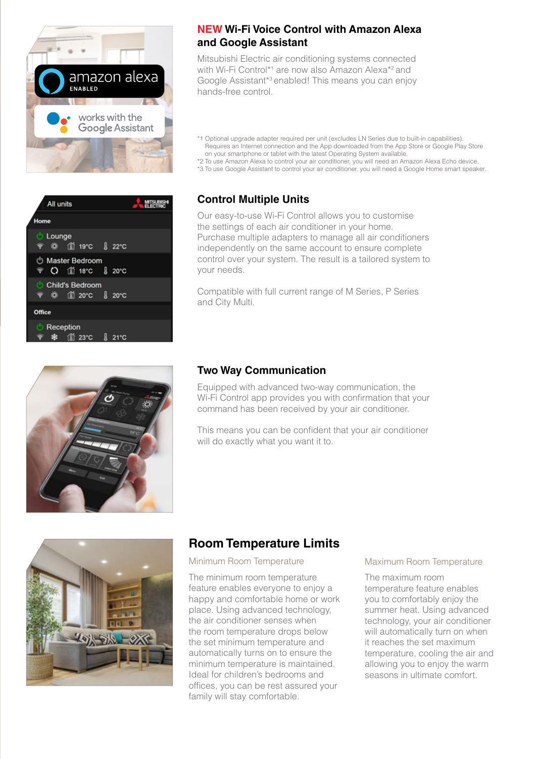## NEW Wi-Fi Voice Control with Amazon Alexa and Google Assistant

Mitsubishi Electric air conditioning systems connected with Wi-Fi Control*[1] are now also Amazon Alexa*[2] and Google Assistant*[3] enabled! This means you can enjoy hands-free control.

*1 Optional upgrade adapter required per unit (excludes LN Series due to built-in capabilities). Requires an Internet connection and the App downloaded from the App Store or Google Play Store on your smartphone or tablet with the latest Operating System available.
*2 To use Amazon Alexa to control your air conditioner, you will need an Amazon Alexa Echo device.
*3 To use Google Assistant to control your air conditioner, you will need a Google Home smart speaker.

## Control Multiple Units

Our easy-to-use Wi-Fi Control allows you to customise the settings of each air conditioner in your home. Purchase multiple adapters to manage all air conditioners independently on the same account to ensure complete control over your system. The result is a tailored system to your needs.

Compatible with full current range of M Series, P Series and City Multi.

## Two Way Communication

Equipped with advanced two-way communication, the Wi-Fi Control app provides you with confirmation that your command has been received by your air conditioner.

This means you can be confident that your air conditioner will do exactly what you want it to.

## Room Temperature Limits

### Minimum Room Temperature

The minimum room temperature feature enables everyone to enjoy a happy and comfortable home or work place. Using advanced technology, the air conditioner senses when the room temperature drops below the set minimum temperature and automatically turns on to ensure the minimum temperature is maintained. Ideal for children's bedrooms and offices, you can be rest assured your family will stay comfortable.

### Maximum Room Temperature

The maximum room temperature feature enables you to comfortably enjoy the summer heat. Using advanced technology, your air conditioner will automatically turn on when it reaches the set maximum temperature, cooling the air and allowing you to enjoy the warm seasons in ultimate comfort.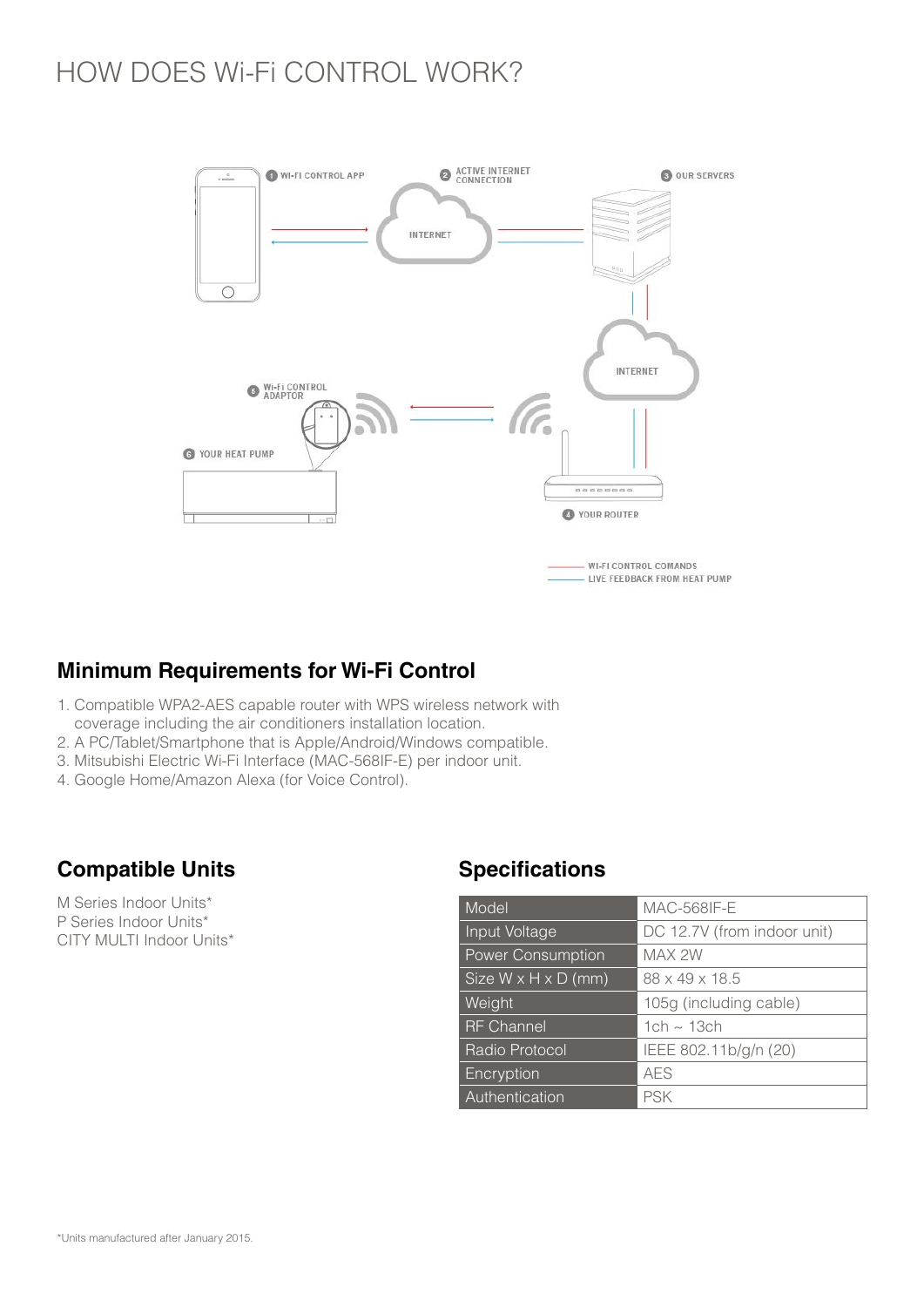# HOW DOES Wi-Fi CONTROL WORK?

1 WI-FI CONTROL APP

2 ACTIVE INTERNET CONNECTION

3 OUR SERVERS

INTERNET

INTERNET

4 YOUR ROUTER

5 Wi-Fi CONTROL ADAPTOR

6 YOUR HEAT PUMP

WI-FI CONTROL COMANDS

LIVE FEEDBACK FROM HEAT PUMP

## Minimum Requirements for Wi-Fi Control

1. Compatible WPA2-AES capable router with WPS wireless network with coverage including the air conditioners installation location.
2. A PC/Tablet/Smartphone that is Apple/Android/Windows compatible.
3. Mitsubishi Electric Wi-Fi Interface (MAC-568IF-E) per indoor unit.
4. Google Home/Amazon Alexa (for Voice Control).

## Compatible Units

M Series Indoor Units*
P Series Indoor Units*
CITY MULTI Indoor Units*

## Specifications

| Model | MAC-568IF-E |
|---|---|
| Input Voltage | DC 12.7V (from indoor unit) |
| Power Consumption | MAX 2W |
| Size W x H x D (mm) | 88 x 49 x 18.5 |
| Weight | 105g (including cable) |
| RF Channel | 1ch ~ 13ch |
| Radio Protocol | IEEE 802.11b/g/n (20) |
| Encryption | AES |
| Authentication | PSK |

*Units manufactured after January 2015.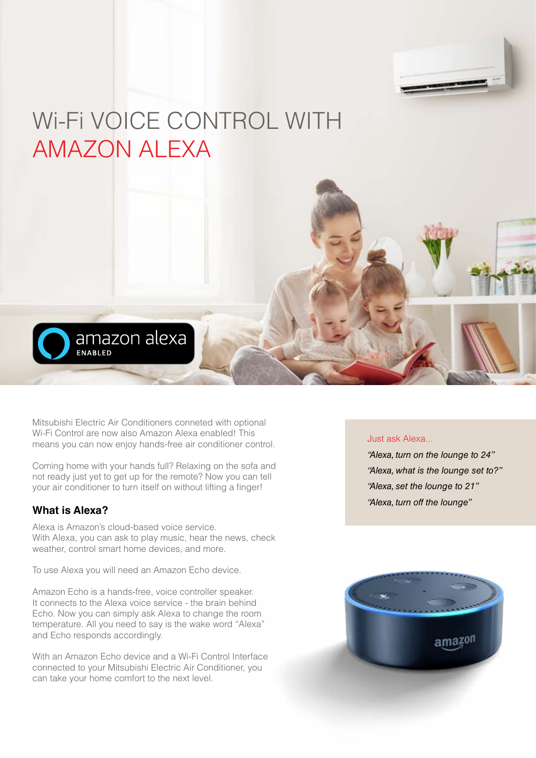# Wi-Fi VOICE CONTROL WITH AMAZON ALEXA

amazon alexa ENABLED

Mitsubishi Electric Air Conditioners conneted with optional Wi-Fi Control are now also Amazon Alexa enabled! This means you can now enjoy hands-free air conditioner control.

Coming home with your hands full? Relaxing on the sofa and not ready just yet to get up for the remote? Now you can tell your air conditioner to turn itself on without lifting a finger!

### What is Alexa?

Alexa is Amazon's cloud-based voice service.
With Alexa, you can ask to play music, hear the news, check weather, control smart home devices, and more.

To use Alexa you will need an Amazon Echo device.

Amazon Echo is a hands-free, voice controller speaker. It connects to the Alexa voice service - the brain behind Echo. Now you can simply ask Alexa to change the room temperature. All you need to say is the wake word "Alexa" and Echo responds accordingly.

With an Amazon Echo device and a Wi-Fi Control Interface connected to your Mitsubishi Electric Air Conditioner, you can take your home comfort to the next level.

Just ask Alexa...

*"Alexa, turn on the lounge to 24"*

*"Alexa, what is the lounge set to?"*

*"Alexa, set the lounge to 21"*

*"Alexa, turn off the lounge"*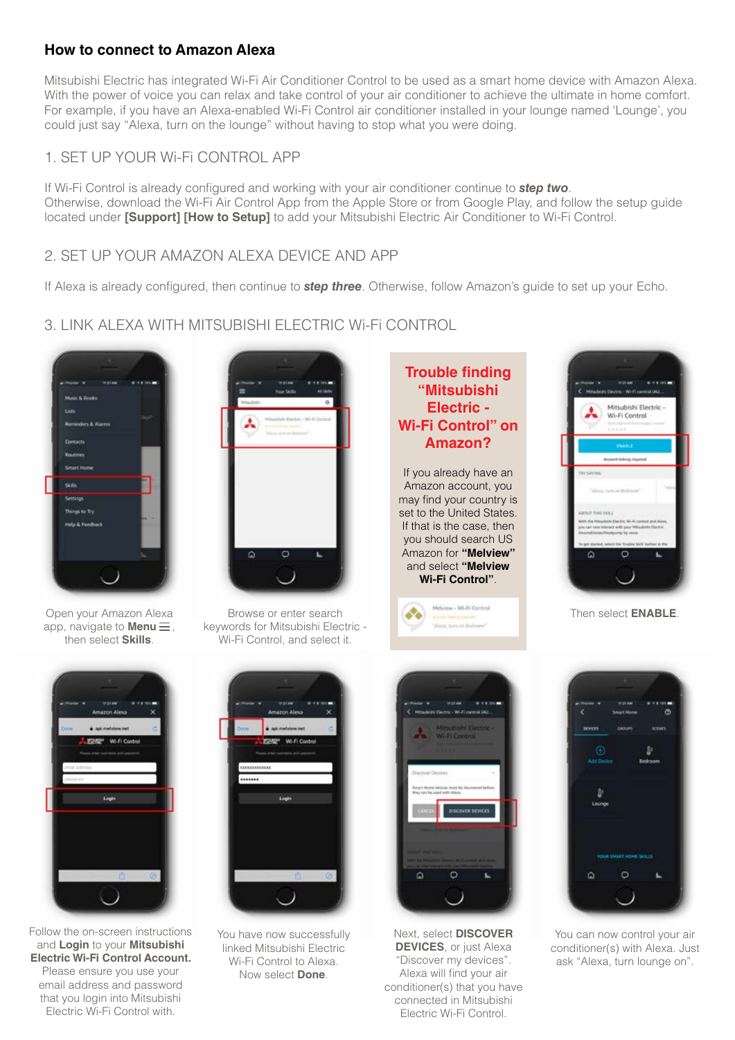## How to connect to Amazon Alexa

Mitsubishi Electric has integrated Wi-Fi Air Conditioner Control to be used as a smart home device with Amazon Alexa. With the power of voice you can relax and take control of your air conditioner to achieve the ultimate in home comfort. For example, if you have an Alexa-enabled Wi-Fi Control air conditioner installed in your lounge named 'Lounge', you could just say "Alexa, turn on the lounge" without having to stop what you were doing.

### 1. SET UP YOUR Wi-Fi CONTROL APP

If Wi-Fi Control is already configured and working with your air conditioner continue to ***step two***.
Otherwise, download the Wi-Fi Air Control App from the Apple Store or from Google Play, and follow the setup guide located under **[Support] [How to Setup]** to add your Mitsubishi Electric Air Conditioner to Wi-Fi Control.

### 2. SET UP YOUR AMAZON ALEXA DEVICE AND APP

If Alexa is already configured, then continue to ***step three***. Otherwise, follow Amazon's guide to set up your Echo.

### 3. LINK ALEXA WITH MITSUBISHI ELECTRIC Wi-Fi CONTROL

Open your Amazon Alexa app, navigate to **Menu** ☰, then select **Skills**.

Browse or enter search keywords for Mitsubishi Electric - Wi-Fi Control, and select it.

**Trouble finding "Mitsubishi Electric - Wi-Fi Control" on Amazon?**

If you already have an Amazon account, you may find your country is set to the United States. If that is the case, then you should search US Amazon for **"Melview"** and select **"Melview Wi-Fi Control"**.

Then select **ENABLE**.

Follow the on-screen instructions and **Login** to your **Mitsubishi Electric Wi-Fi Control Account.** Please ensure you use your email address and password that you login into Mitsubishi Electric Wi-Fi Control with.

You have now successfully linked Mitsubishi Electric Wi-Fi Control to Alexa. Now select **Done**.

Next, select **DISCOVER DEVICES**, or just Alexa "Discover my devices". Alexa will find your air conditioner(s) that you have connected in Mitsubishi Electric Wi-Fi Control.

You can now control your air conditioner(s) with Alexa. Just ask "Alexa, turn lounge on".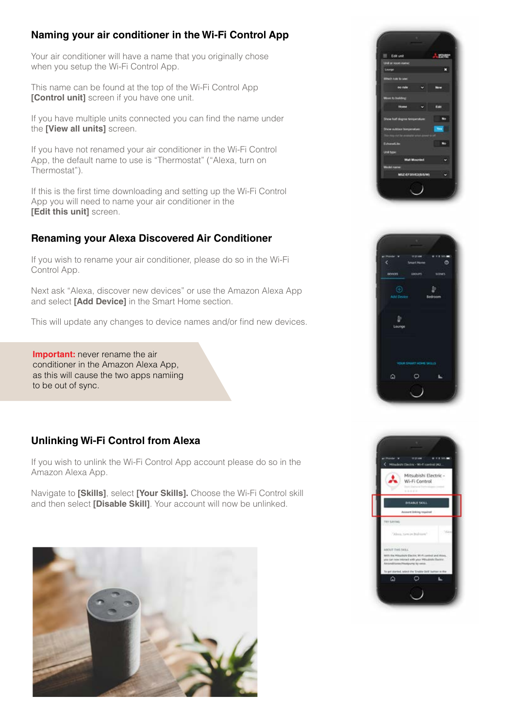## Naming your air conditioner in the Wi-Fi Control App

Your air conditioner will have a name that you originally chose when you setup the Wi-Fi Control App.

This name can be found at the top of the Wi-Fi Control App **[Control unit]** screen if you have one unit.

If you have multiple units connected you can find the name under the **[View all units]** screen.

If you have not renamed your air conditioner in the Wi-Fi Control App, the default name to use is "Thermostat" ("Alexa, turn on Thermostat").

If this is the first time downloading and setting up the Wi-Fi Control App you will need to name your air conditioner in the **[Edit this unit]** screen.

## Renaming your Alexa Discovered Air Conditioner

If you wish to rename your air conditioner, please do so in the Wi-Fi Control App.

Next ask "Alexa, discover new devices" or use the Amazon Alexa App and select **[Add Device]** in the Smart Home section.

This will update any changes to device names and/or find new devices.

**Important:** never rename the air conditioner in the Amazon Alexa App, as this will cause the two apps namiing to be out of sync.

## Unlinking Wi-Fi Control from Alexa

If you wish to unlink the Wi-Fi Control App account please do so in the Amazon Alexa App.

Navigate to **[Skills]**, select **[Your Skills].** Choose the Wi-Fi Control skill and then select **[Disable Skill]**. Your account will now be unlinked.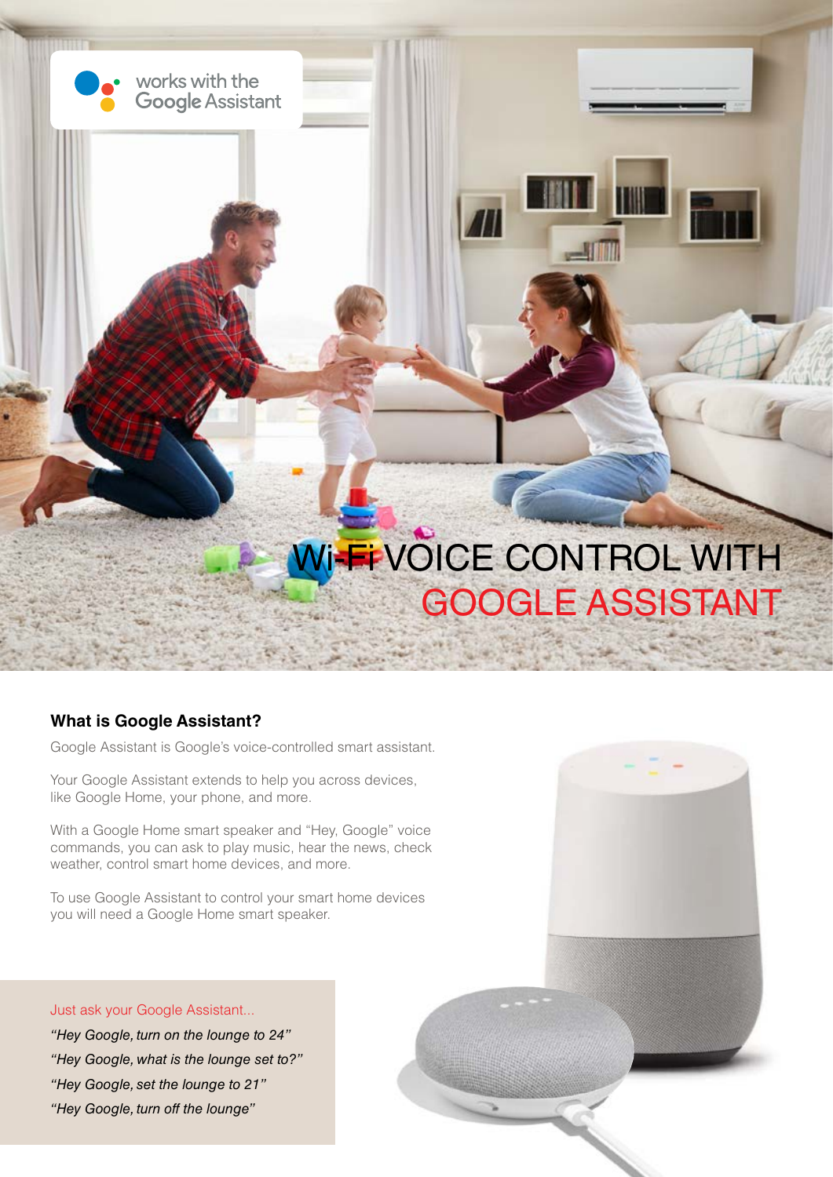works with the Google Assistant

# Wi-Fi VOICE CONTROL WITH GOOGLE ASSISTANT

### What is Google Assistant?

Google Assistant is Google's voice-controlled smart assistant.

Your Google Assistant extends to help you across devices, like Google Home, your phone, and more.

With a Google Home smart speaker and "Hey, Google" voice commands, you can ask to play music, hear the news, check weather, control smart home devices, and more.

To use Google Assistant to control your smart home devices you will need a Google Home smart speaker.

Just ask your Google Assistant...

*"Hey Google, turn on the lounge to 24"*

*"Hey Google, what is the lounge set to?"*

*"Hey Google, set the lounge to 21"*

*"Hey Google, turn off the lounge"*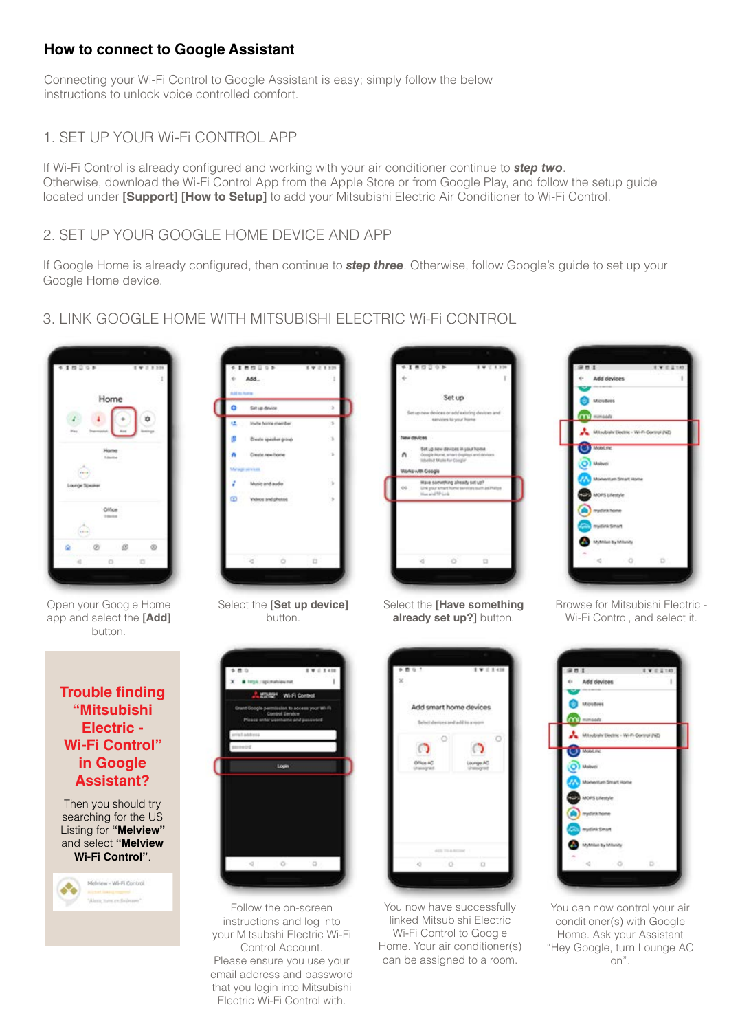## How to connect to Google Assistant

Connecting your Wi-Fi Control to Google Assistant is easy; simply follow the below instructions to unlock voice controlled comfort.

### 1. SET UP YOUR Wi-Fi CONTROL APP

If Wi-Fi Control is already configured and working with your air conditioner continue to ***step two***.
Otherwise, download the Wi-Fi Control App from the Apple Store or from Google Play, and follow the setup guide located under **[Support] [How to Setup]** to add your Mitsubishi Electric Air Conditioner to Wi-Fi Control.

### 2. SET UP YOUR GOOGLE HOME DEVICE AND APP

If Google Home is already configured, then continue to ***step three***. Otherwise, follow Google's guide to set up your Google Home device.

### 3. LINK GOOGLE HOME WITH MITSUBISHI ELECTRIC Wi-Fi CONTROL

Open your Google Home app and select the **[Add]** button.

Select the **[Set up device]** button.

Select the **[Have something already set up?]** button.

Browse for Mitsubishi Electric - Wi-Fi Control, and select it.

Follow the on-screen instructions and log into your Mitsubishi Electric Wi-Fi Control Account.
Please ensure you use your email address and password that you login into Mitsubishi Electric Wi-Fi Control with.

You now have successfully linked Mitsubishi Electric Wi-Fi Control to Google Home. Your air conditioner(s) can be assigned to a room.

You can now control your air conditioner(s) with Google Home. Ask your Assistant "Hey Google, turn Lounge AC on".

**Trouble finding "Mitsubishi Electric - Wi-Fi Control" in Google Assistant?**

Then you should try searching for the US Listing for **"Melview"** and select **"Melview Wi-Fi Control"**.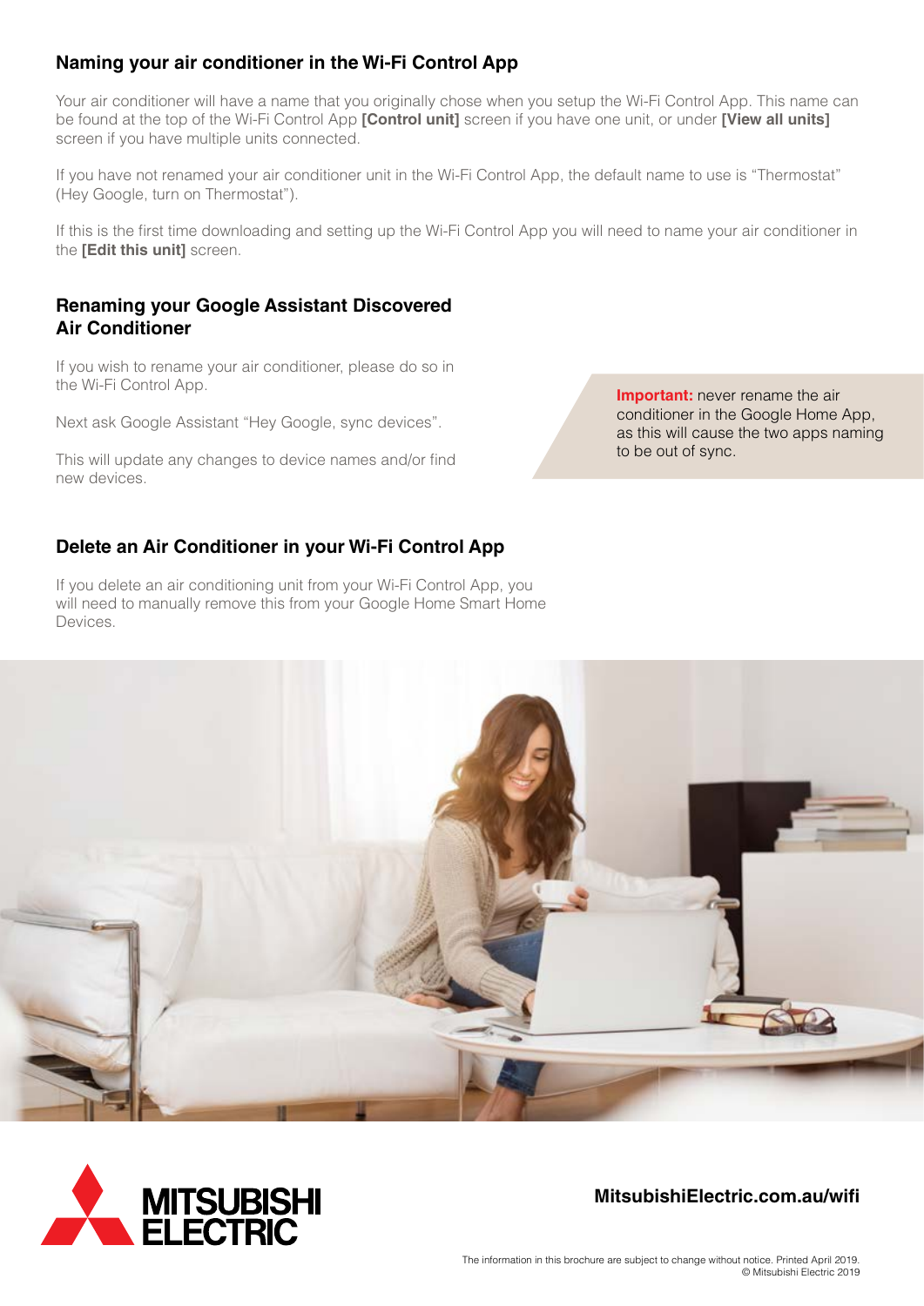## Naming your air conditioner in the Wi-Fi Control App

Your air conditioner will have a name that you originally chose when you setup the Wi-Fi Control App. This name can be found at the top of the Wi-Fi Control App **[Control unit]** screen if you have one unit, or under **[View all units]** screen if you have multiple units connected.

If you have not renamed your air conditioner unit in the Wi-Fi Control App, the default name to use is "Thermostat" (Hey Google, turn on Thermostat").

If this is the first time downloading and setting up the Wi-Fi Control App you will need to name your air conditioner in the **[Edit this unit]** screen.

## Renaming your Google Assistant Discovered Air Conditioner

If you wish to rename your air conditioner, please do so in the Wi-Fi Control App.

Next ask Google Assistant "Hey Google, sync devices".

This will update any changes to device names and/or find new devices.

**Important:** never rename the air conditioner in the Google Home App, as this will cause the two apps naming to be out of sync.

## Delete an Air Conditioner in your Wi-Fi Control App

If you delete an air conditioning unit from your Wi-Fi Control App, you will need to manually remove this from your Google Home Smart Home Devices.

MITSUBISHI ELECTRIC

**MitsubishiElectric.com.au/wifi**

The information in this brochure are subject to change without notice. Printed April 2019.
© Mitsubishi Electric 2019